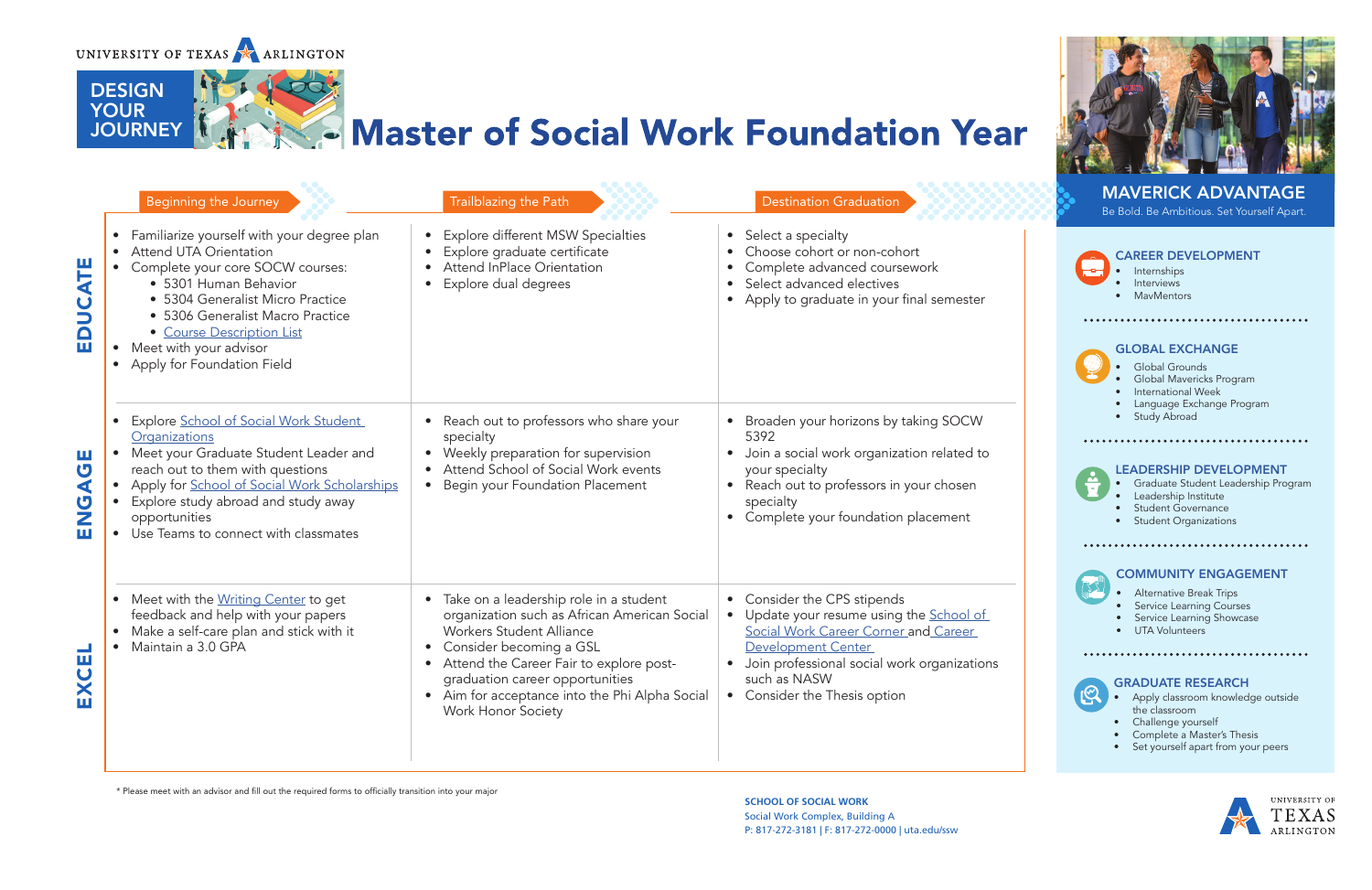UNIVERSITY OF TEXAS ARLINGTON

DESIGN YOUR JOURNEY

# Master of Social Work Foundation Year

| | Beginning the Journey | Trailblazing the Path | Destination Graduation |
|---|---|---|---|
| **EDUCATE** | • Familiarize yourself with your degree plan<br>• Attend UTA Orientation<br>• Complete your core SOCW courses:<br>&nbsp;&nbsp;• 5301 Human Behavior<br>&nbsp;&nbsp;• 5304 Generalist Micro Practice<br>&nbsp;&nbsp;• 5306 Generalist Macro Practice<br>&nbsp;&nbsp;• Course Description List<br>• Meet with your advisor<br>• Apply for Foundation Field | • Explore different MSW Specialties<br>• Explore graduate certificate<br>• Attend InPlace Orientation<br>• Explore dual degrees | • Select a specialty<br>• Choose cohort or non-cohort<br>• Complete advanced coursework<br>• Select advanced electives<br>• Apply to graduate in your final semester |
| **ENGAGE** | • Explore School of Social Work Student Organizations<br>• Meet your Graduate Student Leader and reach out to them with questions<br>• Apply for School of Social Work Scholarships<br>• Explore study abroad and study away opportunities<br>• Use Teams to connect with classmates | • Reach out to professors who share your specialty<br>• Weekly preparation for supervision<br>• Attend School of Social Work events<br>• Begin your Foundation Placement | • Broaden your horizons by taking SOCW 5392<br>• Join a social work organization related to your specialty<br>• Reach out to professors in your chosen specialty<br>• Complete your foundation placement |
| **EXCEL** | • Meet with the Writing Center to get feedback and help with your papers<br>• Make a self-care plan and stick with it<br>• Maintain a 3.0 GPA | • Take on a leadership role in a student organization such as African American Social Workers Student Alliance<br>• Consider becoming a GSL<br>• Attend the Career Fair to explore post-graduation career opportunities<br>• Aim for acceptance into the Phi Alpha Social Work Honor Society | • Consider the CPS stipends<br>• Update your resume using the School of Social Work Career Corner and Career Development Center<br>• Join professional social work organizations such as NASW<br>• Consider the Thesis option |

\* Please meet with an advisor and fill out the required forms to officially transition into your major

## MAVERICK ADVANTAGE

Be Bold. Be Ambitious. Set Yourself Apart.

### CAREER DEVELOPMENT
- Internships
- Interviews
- MavMentors

### GLOBAL EXCHANGE
- Global Grounds
- Global Mavericks Program
- International Week
- Language Exchange Program
- Study Abroad

### LEADERSHIP DEVELOPMENT
- Graduate Student Leadership Program
- Leadership Institute
- Student Governance
- Student Organizations

### COMMUNITY ENGAGEMENT
- Alternative Break Trips
- Service Learning Courses
- Service Learning Showcase
- UTA Volunteers

### GRADUATE RESEARCH
- Apply classroom knowledge outside the classroom
- Challenge yourself
- Complete a Master's Thesis
- Set yourself apart from your peers

**SCHOOL OF SOCIAL WORK**
Social Work Complex, Building A
P: 817-272-3181 | F: 817-272-0000 | uta.edu/ssw

UNIVERSITY OF TEXAS ARLINGTON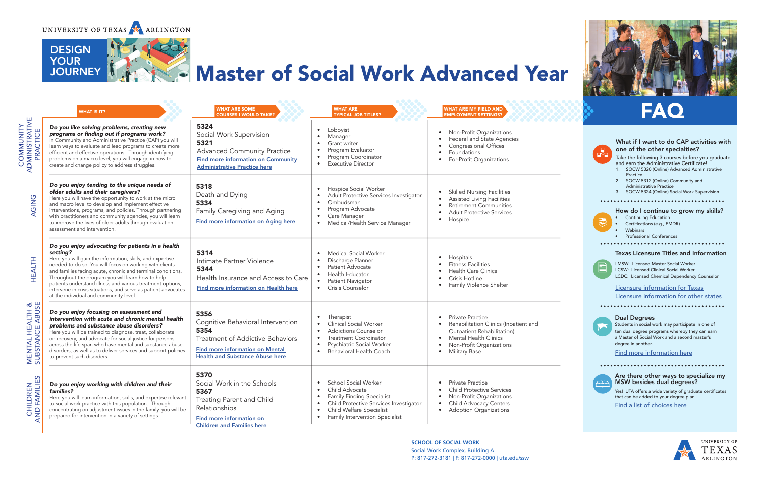UNIVERSITY OF TEXAS ARLINGTON

DESIGN YOUR JOURNEY

# Master of Social Work Advanced Year

| | WHAT IS IT? | WHAT ARE SOME COURSES I WOULD TAKE? | WHAT ARE TYPICAL JOB TITLES? | WHAT ARE MY FIELD AND EMPLOYMENT SETTINGS? |
|---|---|---|---|---|
| COMMUNITY ADMINISTRATIVE PRACTICE | ***Do you like solving problems, creating new programs or finding out if programs work?*** In Community and Administrative Practice (CAP) you will learn ways to evaluate and lead programs to create more efficient and effective operations. Through identifying problems on a macro level, you will engage in how to create and change policy to address struggles. | **5324** Social Work Supervision **5321** Advanced Community Practice [Find more information on Community Administrative Practice here] | • Lobbyist • Manager • Grant writer • Program Evaluator • Program Coordinator • Executive Director | • Non-Profit Organizations • Federal and State Agencies • Congressional Offices • Foundations • For-Profit Organizations |
| AGING | ***Do you enjoy tending to the unique needs of older adults and their caregivers?*** Here you will have the opportunity to work at the micro and macro level to develop and implement effective interventions, programs, and policies. Through partnering with practitioners and community agencies, you will learn to improve the lives of older adults through evaluation, assessment and intervention. | **5318** Death and Dying **5334** Family Caregiving and Aging [Find more information on Aging here] | • Hospice Social Worker • Adult Protective Services Investigator • Ombudsman • Program Advocate • Care Manager • Medical/Health Service Manager | • Skilled Nursing Facilities • Assisted Living Facilities • Retirement Communities • Adult Protective Services • Hospice |
| HEALTH | ***Do you enjoy advocating for patients in a health setting?*** Here you will gain the information, skills, and expertise needed to do so. You will focus on working with clients and families facing acute, chronic and terminal conditions. Throughout the program you will learn how to help patients understand illness and various treatment options, intervene in crisis situations, and serve as patient advocates at the individual and community level. | **5314** Intimate Partner Violence **5344** Health Insurance and Access to Care [Find more information on Health here] | • Medical Social Worker • Discharge Planner • Patient Advocate • Health Educator • Patient Navigator • Crisis Counselor | • Hospitals • Fitness Facilities • Health Care Clinics • Crisis Hotline • Family Violence Shelter |
| MENTAL HEALTH & SUBSTANCE ABUSE | ***Do you enjoy focusing on assessment and intervention with acute and chronic mental health problems and substance abuse disorders?*** Here you will be trained to diagnose, treat, collaborate on recovery, and advocate for social justice for persons across the life span who have mental and substance abuse disorders, as well as to deliver services and support policies to prevent such disorders. | **5356** Cognitive Behavioral Intervention **5354** Treatment of Addictive Behaviors [Find more information on Mental Health and Substance Abuse here] | • Therapist • Clinical Social Worker • Addictions Counselor • Treatment Coordinator • Psychiatric Social Worker • Behavioral Health Coach | • Private Practice • Rehabilitation Clinics (Inpatient and Outpatient Rehabilitation) • Mental Health Clinics • Non-Profit Organizations • Military Base |
| CHILDREN AND FAMILIES | ***Do you enjoy working with children and their families?*** Here you will learn information, skills, and expertise relevant to social work practice with this population. Through concentrating on adjustment issues in the family, you will be prepared for intervention in a variety of settings. | **5370** Social Work in the Schools **5367** Treating Parent and Child Relationships [Find more information on Children and Families here] | • School Social Worker • Child Advocate • Family Finding Specialist • Child Protective Services Investigator • Child Welfare Specialist • Family Intervention Specialist | • Private Practice • Child Protective Services • Non-Profit Organizations • Child Advocacy Centers • Adoption Organizations |

## FAQ

### What if I want to do CAP activities with one of the other specialties?

Take the following 3 courses before you graduate and earn the Administrative Certificate!

1. SOCW 5320 (Online) Advanced Administrative Practice
2. SOCW 5312 (Online) Community and Administrative Practice
3. SOCW 5324 (Online) Social Work Supervision

### How do I continue to grow my skills?

- Continuing Education
- Certifications (e.g., EMDR)
- Webinars
- Professional Conferences

### Texas Licensure Titles and Information

LMSW: Licensed Master Social Worker
LCSW: Licensed Clinical Social Worker
LCDC: Licensed Chemical Dependency Counselor

[Licensure information for Texas]
[Licensure information for other states]

### Dual Degrees

Students in social work may participate in one of ten dual degree programs whereby they can earn a Master of Social Work and a second master's degree in another.

[Find more information here]

### Are there other ways to specialize my MSW besides dual degrees?

Yes! UTA offers a wide variety of graduate certificates that can be added to your degree plan.

[Find a list of choices here]

**SCHOOL OF SOCIAL WORK**
Social Work Complex, Building A
P: 817-272-3181 | F: 817-272-0000 | uta.edu/ssw

UNIVERSITY OF TEXAS ARLINGTON